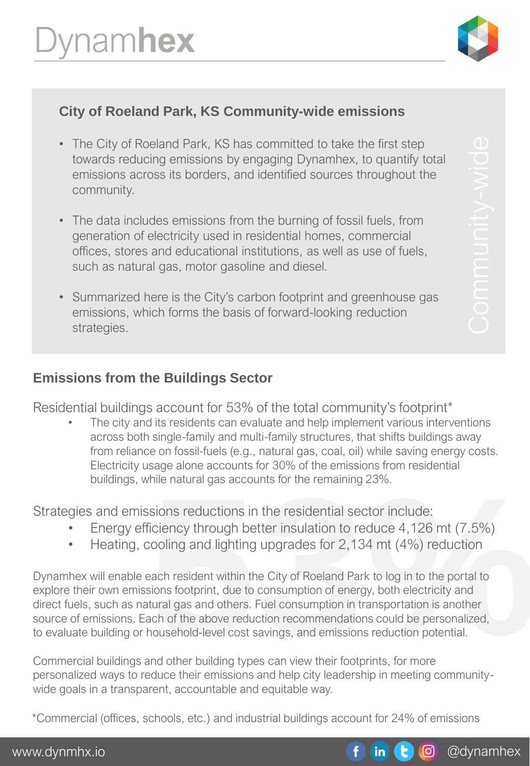# Dynamhex

## City of Roeland Park, KS Community-wide emissions

- The City of Roeland Park, KS has committed to take the first step towards reducing emissions by engaging Dynamhex, to quantify total emissions across its borders, and identified sources throughout the community.
- The data includes emissions from the burning of fossil fuels, from generation of electricity used in residential homes, commercial offices, stores and educational institutions, as well as use of fuels, such as natural gas, motor gasoline and diesel.
- Summarized here is the City's carbon footprint and greenhouse gas emissions, which forms the basis of forward-looking reduction strategies.

Community-wide

## Emissions from the Buildings Sector

Residential buildings account for 53% of the total community's footprint*

- The city and its residents can evaluate and help implement various interventions across both single-family and multi-family structures, that shifts buildings away from reliance on fossil-fuels (e.g., natural gas, coal, oil) while saving energy costs. Electricity usage alone accounts for 30% of the emissions from residential buildings, while natural gas accounts for the remaining 23%.

Strategies and emissions reductions in the residential sector include:

- Energy efficiency through better insulation to reduce 4,126 mt (7.5%)
- Heating, cooling and lighting upgrades for 2,134 mt (4%) reduction

Dynamhex will enable each resident within the City of Roeland Park to log in to the portal to explore their own emissions footprint, due to consumption of energy, both electricity and direct fuels, such as natural gas and others. Fuel consumption in transportation is another source of emissions. Each of the above reduction recommendations could be personalized, to evaluate building or household-level cost savings, and emissions reduction potential.

Commercial buildings and other building types can view their footprints, for more personalized ways to reduce their emissions and help city leadership in meeting community-wide goals in a transparent, accountable and equitable way.

*Commercial (offices, schools, etc.) and industrial buildings account for 24% of emissions

www.dynmhx.io @dynamhex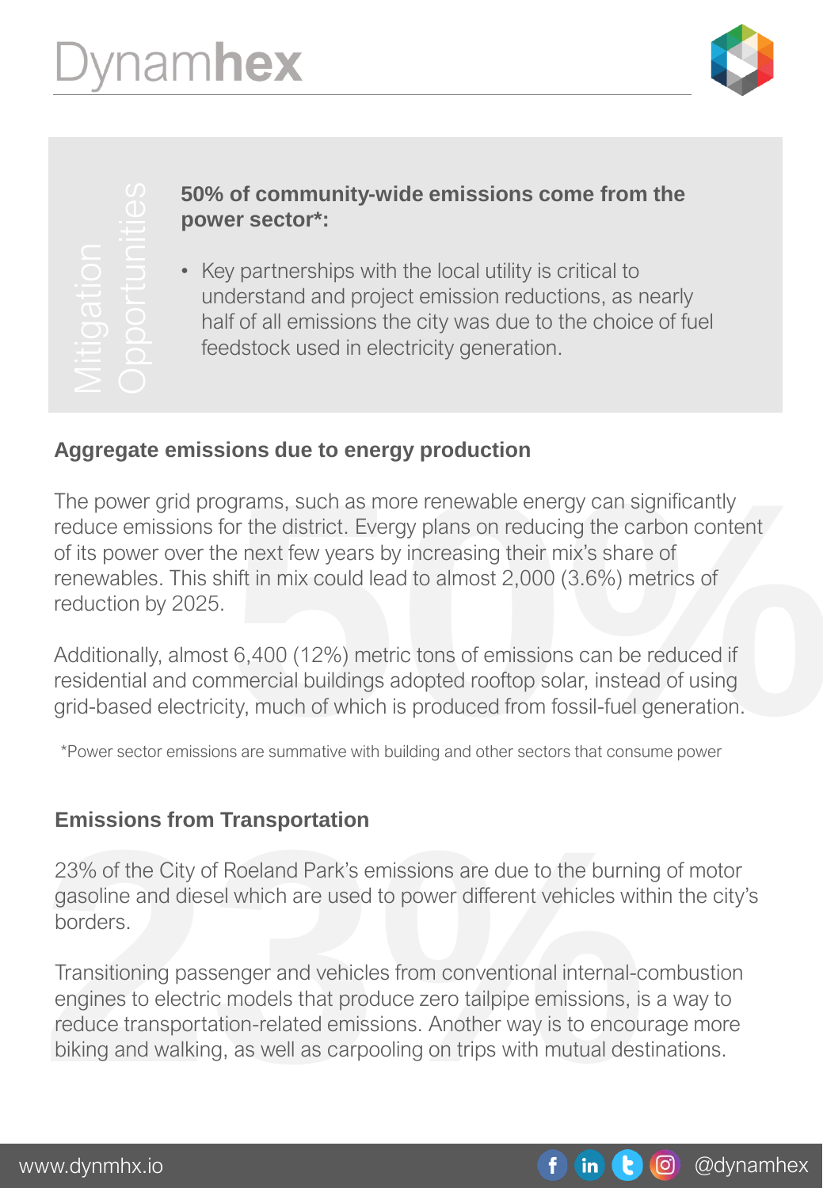Mitigation Opportunities

**50% of community-wide emissions come from the power sector*:**

- Key partnerships with the local utility is critical to understand and project emission reductions, as nearly half of all emissions the city was due to the choice of fuel feedstock used in electricity generation.

## Aggregate emissions due to energy production

The power grid programs, such as more renewable energy can significantly reduce emissions for the district. Evergy plans on reducing the carbon content of its power over the next few years by increasing their mix's share of renewables. This shift in mix could lead to almost 2,000 (3.6%) metrics of reduction by 2025.

Additionally, almost 6,400 (12%) metric tons of emissions can be reduced if residential and commercial buildings adopted rooftop solar, instead of using grid-based electricity, much of which is produced from fossil-fuel generation.

*Power sector emissions are summative with building and other sectors that consume power

## Emissions from Transportation

23% of the City of Roeland Park's emissions are due to the burning of motor gasoline and diesel which are used to power different vehicles within the city's borders.

Transitioning passenger and vehicles from conventional internal-combustion engines to electric models that produce zero tailpipe emissions, is a way to reduce transportation-related emissions. Another way is to encourage more biking and walking, as well as carpooling on trips with mutual destinations.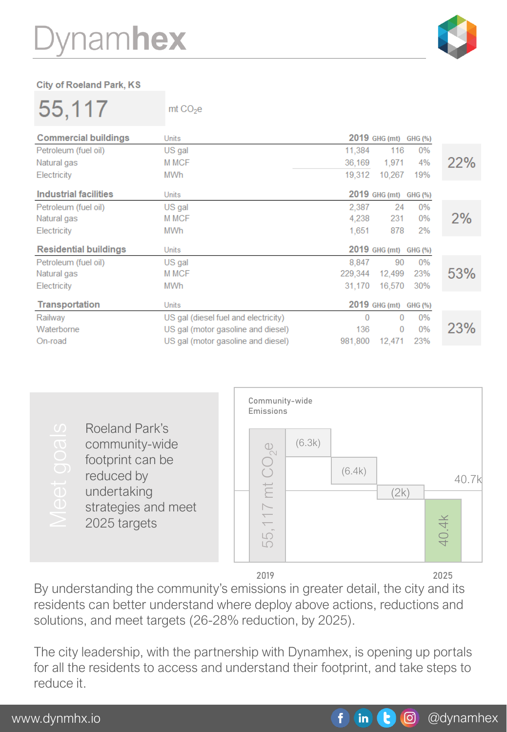# Dynamhex

City of Roeland Park, KS

**55,117** mt $CO_2$e

| Commercial buildings | Units | 2019 | GHG (mt) | GHG (%) | |
|---|---|---|---|---|---|
| Petroleum (fuel oil) | US gal | 11,384 | 116 | 0% | 22% |
| Natural gas | M MCF | 36,169 | 1,971 | 4% | |
| Electricity | MWh | 19,312 | 10,267 | 19% | |

| Industrial facilities | Units | 2019 | GHG (mt) | GHG (%) | |
|---|---|---|---|---|---|
| Petroleum (fuel oil) | US gal | 2,387 | 24 | 0% | 2% |
| Natural gas | M MCF | 4,238 | 231 | 0% | |
| Electricity | MWh | 1,651 | 878 | 2% | |

| Residential buildings | Units | 2019 | GHG (mt) | GHG (%) | |
|---|---|---|---|---|---|
| Petroleum (fuel oil) | US gal | 8,847 | 90 | 0% | 53% |
| Natural gas | M MCF | 229,344 | 12,499 | 23% | |
| Electricity | MWh | 31,170 | 16,570 | 30% | |

| Transportation | Units | 2019 | GHG (mt) | GHG (%) | |
|---|---|---|---|---|---|
| Railway | US gal (diesel fuel and electricity) | 0 | 0 | 0% | 23% |
| Waterborne | US gal (motor gasoline and diesel) | 136 | 0 | 0% | |
| On-road | US gal (motor gasoline and diesel) | 981,800 | 12,471 | 23% | |

## Meet goals

Roeland Park's community-wide footprint can be reduced by undertaking strategies and meet 2025 targets

Community-wide Emissions

55,117 mt $CO_2$e

(6.3k)

(6.4k)

(2k)

40.7k

40.4k

2019

2025

By understanding the community's emissions in greater detail, the city and its residents can better understand where deploy above actions, reductions and solutions, and meet targets (26-28% reduction, by 2025).

The city leadership, with the partnership with Dynamhex, is opening up portals for all the residents to access and understand their footprint, and take steps to reduce it.

www.dynmhx.io @dynamhex